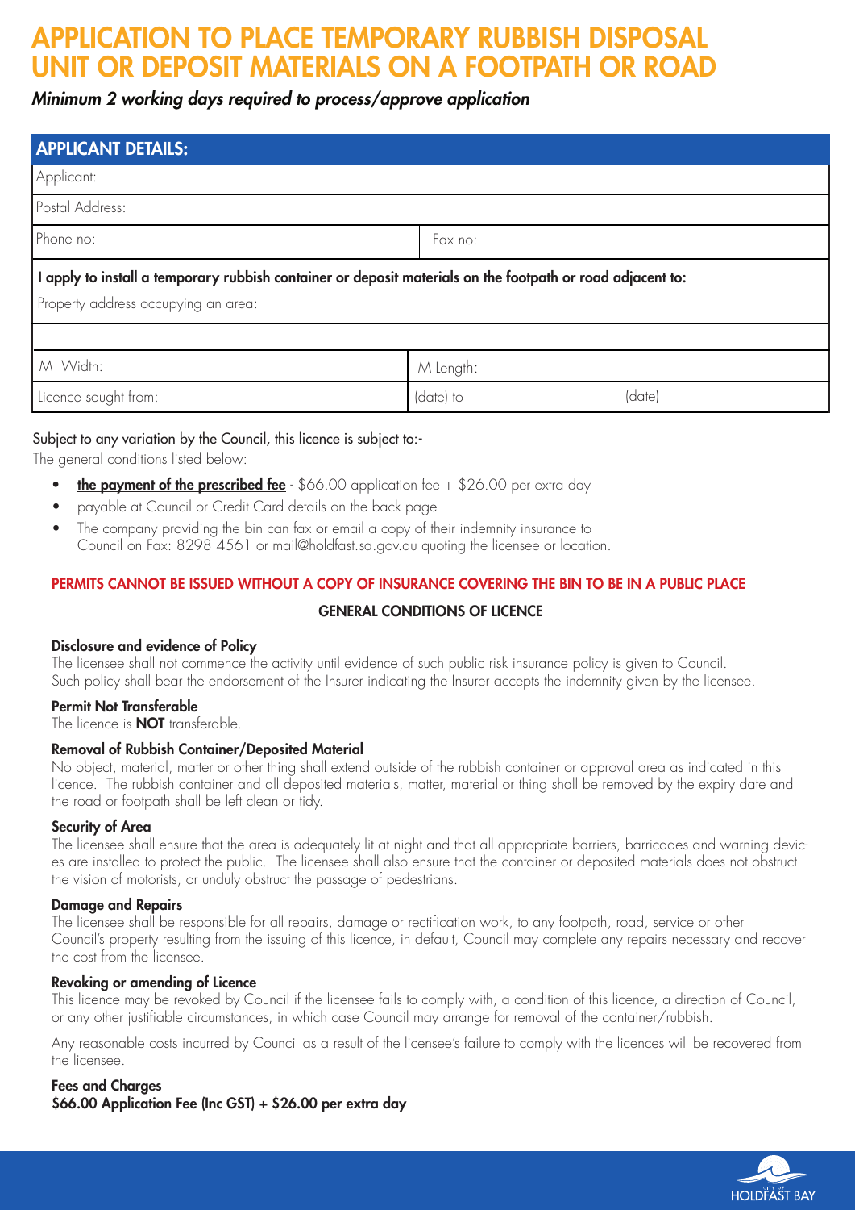# APPLICATION TO PLACE TEMPORARY RUBBISH DISPOSAL UNIT OR DEPOSIT MATERIALS ON A FOOTPATH OR ROAD

***Minimum 2 working days required to process/approve application***

## APPLICANT DETAILS:

| Applicant: | |
|---|---|
| Postal Address: | |
| Phone no: | Fax no: |

**I apply to install a temporary rubbish container or deposit materials on the footpath or road adjacent to:**

Property address occupying an area:

| M Width: | M Length: | |
|---|---|---|
| Licence sought from: | (date) to | (date) |

Subject to any variation by the Council, this licence is subject to:-

The general conditions listed below:

- **the payment of the prescribed fee** - $66.00 application fee + $26.00 per extra day
- payable at Council or Credit Card details on the back page
- The company providing the bin can fax or email a copy of their indemnity insurance to Council on Fax: 8298 4561 or mail@holdfast.sa.gov.au quoting the licensee or location.

**PERMITS CANNOT BE ISSUED WITHOUT A COPY OF INSURANCE COVERING THE BIN TO BE IN A PUBLIC PLACE**

## GENERAL CONDITIONS OF LICENCE

### Disclosure and evidence of Policy

The licensee shall not commence the activity until evidence of such public risk insurance policy is given to Council. Such policy shall bear the endorsement of the Insurer indicating the Insurer accepts the indemnity given by the licensee.

### Permit Not Transferable

The licence is **NOT** transferable.

### Removal of Rubbish Container/Deposited Material

No object, material, matter or other thing shall extend outside of the rubbish container or approval area as indicated in this licence. The rubbish container and all deposited materials, matter, material or thing shall be removed by the expiry date and the road or footpath shall be left clean or tidy.

### Security of Area

The licensee shall ensure that the area is adequately lit at night and that all appropriate barriers, barricades and warning devices are installed to protect the public. The licensee shall also ensure that the container or deposited materials does not obstruct the vision of motorists, or unduly obstruct the passage of pedestrians.

### Damage and Repairs

The licensee shall be responsible for all repairs, damage or rectification work, to any footpath, road, service or other Council's property resulting from the issuing of this licence, in default, Council may complete any repairs necessary and recover the cost from the licensee.

### Revoking or amending of Licence

This licence may be revoked by Council if the licensee fails to comply with, a condition of this licence, a direction of Council, or any other justifiable circumstances, in which case Council may arrange for removal of the container/rubbish.

Any reasonable costs incurred by Council as a result of the licensee's failure to comply with the licences will be recovered from the licensee.

### Fees and Charges

**$66.00 Application Fee (Inc GST) + $26.00 per extra day**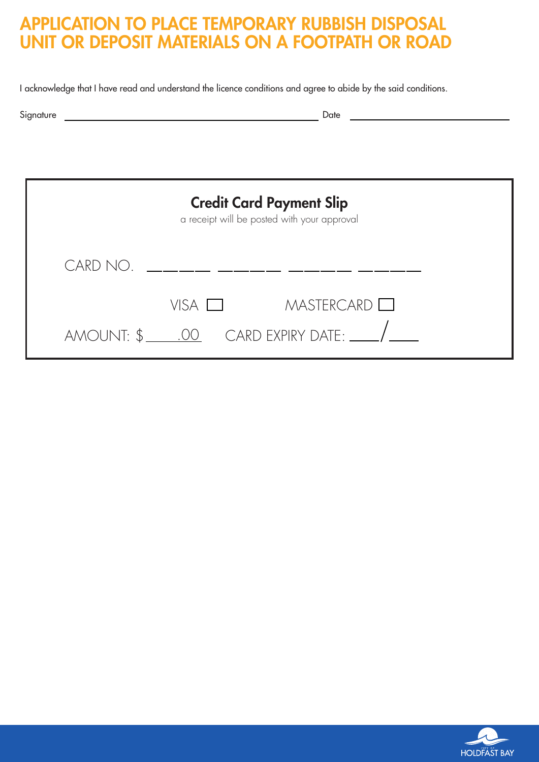# APPLICATION TO PLACE TEMPORARY RUBBISH DISPOSAL UNIT OR DEPOSIT MATERIALS ON A FOOTPATH OR ROAD

I acknowledge that I have read and understand the licence conditions and agree to abide by the said conditions.

Signature ______________________________ Date ______________________

## Credit Card Payment Slip

a receipt will be posted with your approval

CARD NO. _ _ _ _ &nbsp; _ _ _ _ &nbsp; _ _ _ _ &nbsp; _ _ _ _

VISA ☐ &nbsp;&nbsp;&nbsp; MASTERCARD ☐

AMOUNT: $ _____.00 &nbsp;&nbsp; CARD EXPIRY DATE: ____/____

CITY OF HOLDFAST BAY